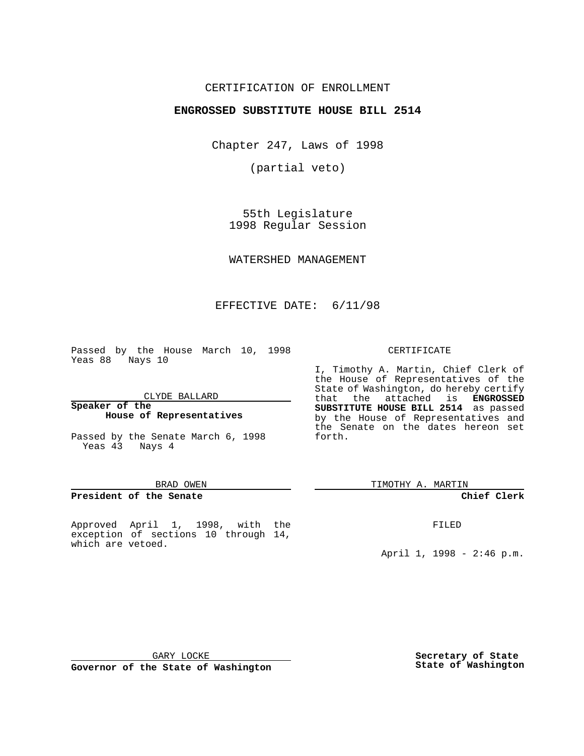CERTIFICATION OF ENROLLMENT

**ENGROSSED SUBSTITUTE HOUSE BILL 2514**

Chapter 247, Laws of 1998

(partial veto)

55th Legislature
1998 Regular Session

WATERSHED MANAGEMENT

EFFECTIVE DATE: 6/11/98

Passed by the House March 10, 1998
Yeas 88 Nays 10

CLYDE BALLARD

**Speaker of the House of Representatives**

Passed by the Senate March 6, 1998
Yeas 43 Nays 4

BRAD OWEN

**President of the Senate**

Approved April 1, 1998, with the exception of sections 10 through 14, which are vetoed.

GARY LOCKE

**Governor of the State of Washington**

CERTIFICATE

I, Timothy A. Martin, Chief Clerk of the House of Representatives of the State of Washington, do hereby certify that the attached is **ENGROSSED SUBSTITUTE HOUSE BILL 2514** as passed by the House of Representatives and the Senate on the dates hereon set forth.

TIMOTHY A. MARTIN

**Chief Clerk**

FILED

April 1, 1998 - 2:46 p.m.

**Secretary of State**
**State of Washington**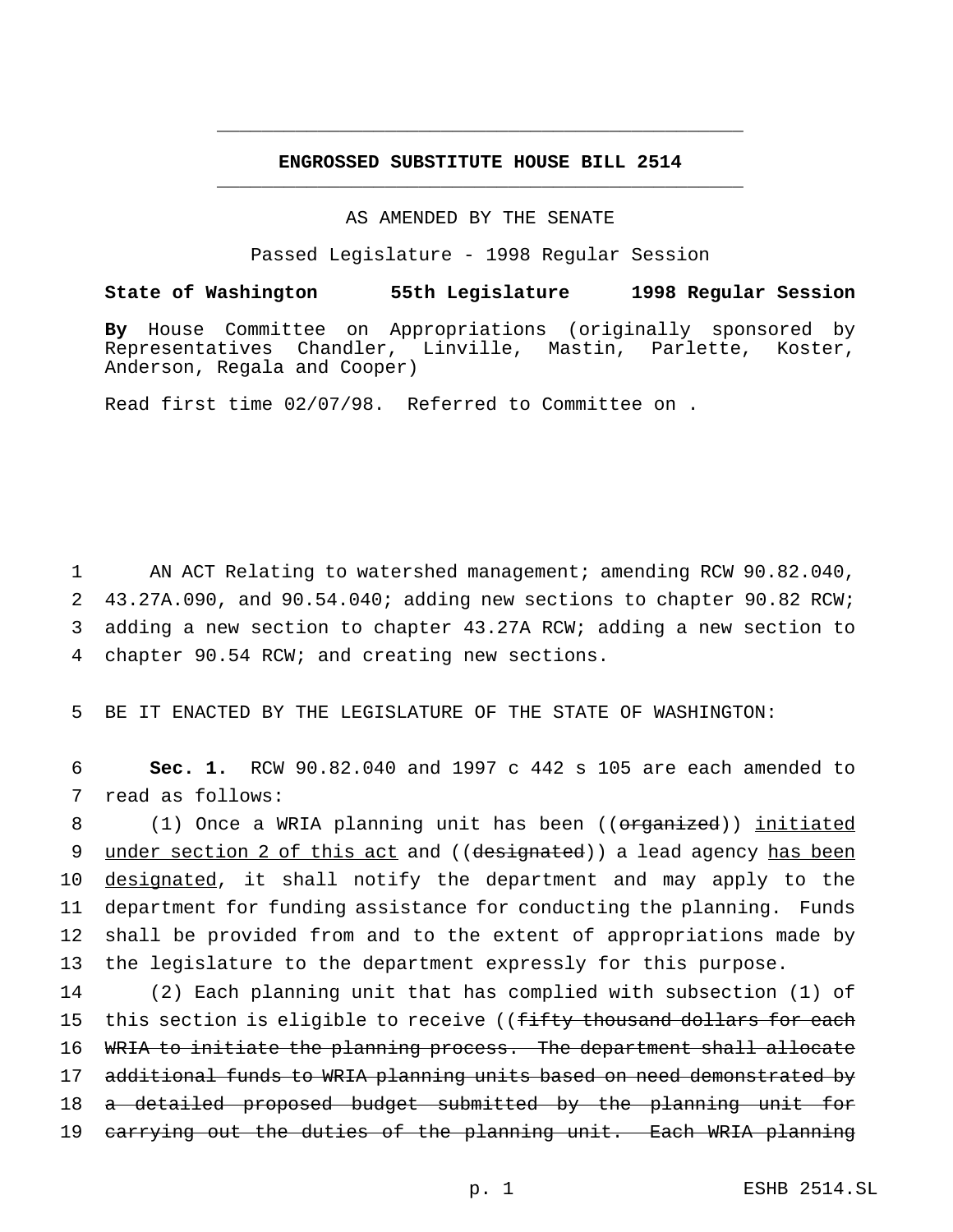# ENGROSSED SUBSTITUTE HOUSE BILL 2514

AS AMENDED BY THE SENATE

Passed Legislature - 1998 Regular Session

**State of Washington 55th Legislature 1998 Regular Session**

**By** House Committee on Appropriations (originally sponsored by Representatives Chandler, Linville, Mastin, Parlette, Koster, Anderson, Regala and Cooper)

Read first time 02/07/98. Referred to Committee on .

AN ACT Relating to watershed management; amending RCW 90.82.040, 43.27A.090, and 90.54.040; adding new sections to chapter 90.82 RCW; adding a new section to chapter 43.27A RCW; adding a new section to chapter 90.54 RCW; and creating new sections.

BE IT ENACTED BY THE LEGISLATURE OF THE STATE OF WASHINGTON:

**Sec. 1.** RCW 90.82.040 and 1997 c 442 s 105 are each amended to read as follows:

(1) Once a WRIA planning unit has been ((~~organized~~)) <u>initiated under section 2 of this act</u> and ((~~designated~~)) a lead agency <u>has been designated</u>, it shall notify the department and may apply to the department for funding assistance for conducting the planning. Funds shall be provided from and to the extent of appropriations made by the legislature to the department expressly for this purpose.

(2) Each planning unit that has complied with subsection (1) of this section is eligible to receive ((~~fifty thousand dollars for each WRIA to initiate the planning process. The department shall allocate additional funds to WRIA planning units based on need demonstrated by a detailed proposed budget submitted by the planning unit for carrying out the duties of the planning unit. Each WRIA planning~~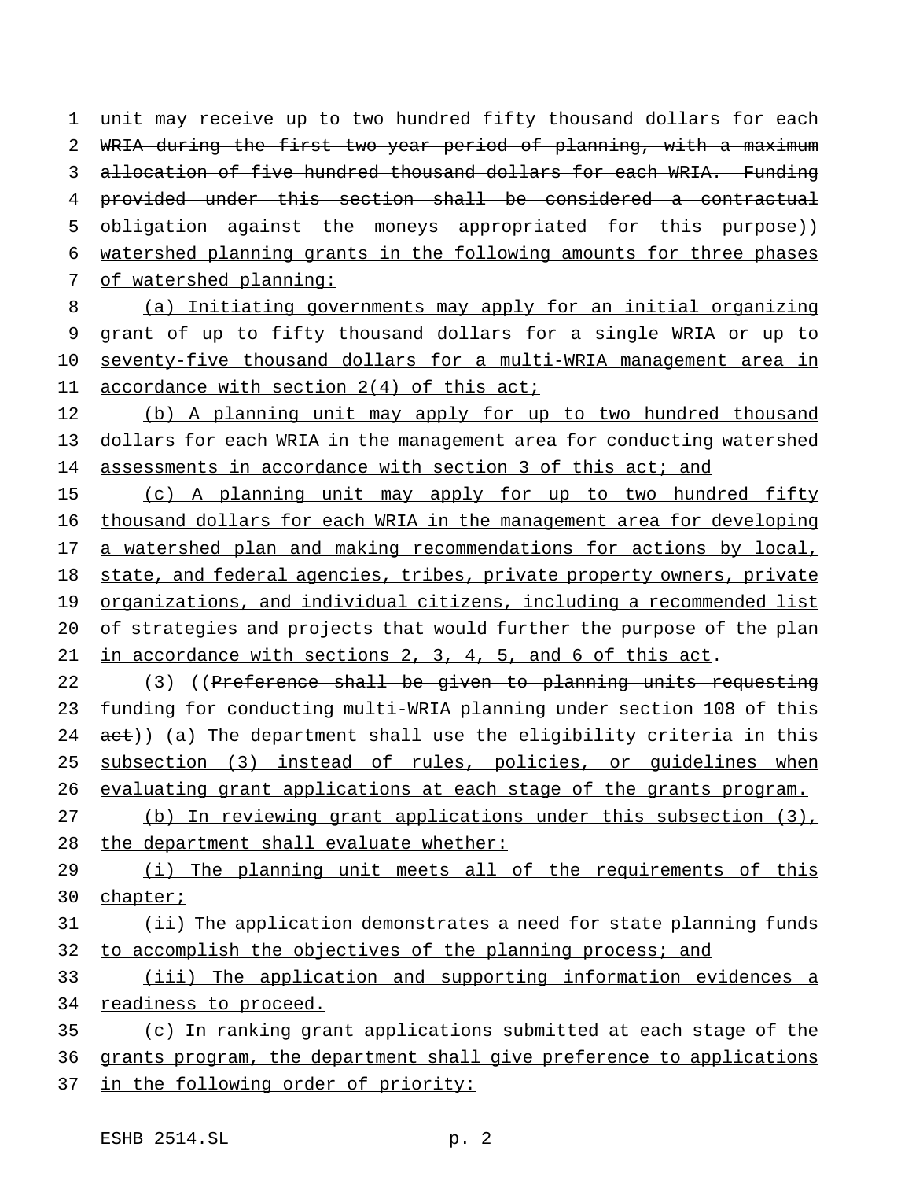~~unit may receive up to two hundred fifty thousand dollars for each WRIA during the first two-year period of planning, with a maximum allocation of five hundred thousand dollars for each WRIA. Funding provided under this section shall be considered a contractual obligation against the moneys appropriated for this purpose~~)) watershed planning grants in the following amounts for three phases of watershed planning:

(a) Initiating governments may apply for an initial organizing grant of up to fifty thousand dollars for a single WRIA or up to seventy-five thousand dollars for a multi-WRIA management area in accordance with section 2(4) of this act;

(b) A planning unit may apply for up to two hundred thousand dollars for each WRIA in the management area for conducting watershed assessments in accordance with section 3 of this act; and

(c) A planning unit may apply for up to two hundred fifty thousand dollars for each WRIA in the management area for developing a watershed plan and making recommendations for actions by local, state, and federal agencies, tribes, private property owners, private organizations, and individual citizens, including a recommended list of strategies and projects that would further the purpose of the plan in accordance with sections 2, 3, 4, 5, and 6 of this act.

(3) ((~~Preference shall be given to planning units requesting funding for conducting multi-WRIA planning under section 108 of this act~~)) (a) The department shall use the eligibility criteria in this subsection (3) instead of rules, policies, or guidelines when evaluating grant applications at each stage of the grants program.

(b) In reviewing grant applications under this subsection (3), the department shall evaluate whether:

(i) The planning unit meets all of the requirements of this chapter;

(ii) The application demonstrates a need for state planning funds to accomplish the objectives of the planning process; and

(iii) The application and supporting information evidences a readiness to proceed.

(c) In ranking grant applications submitted at each stage of the grants program, the department shall give preference to applications in the following order of priority: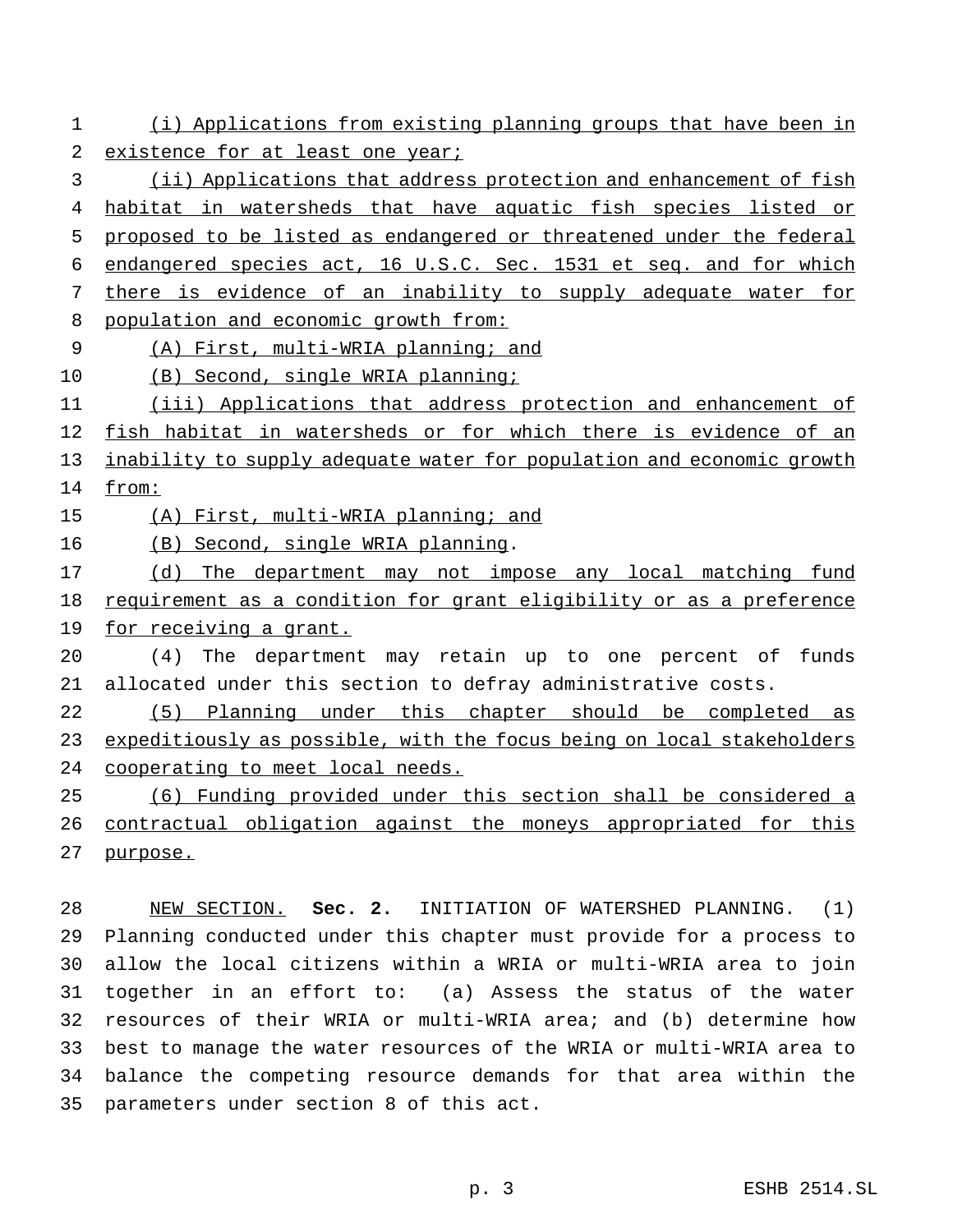(i) Applications from existing planning groups that have been in existence for at least one year;

(ii) Applications that address protection and enhancement of fish habitat in watersheds that have aquatic fish species listed or proposed to be listed as endangered or threatened under the federal endangered species act, 16 U.S.C. Sec. 1531 et seq. and for which there is evidence of an inability to supply adequate water for population and economic growth from:

(A) First, multi-WRIA planning; and

(B) Second, single WRIA planning;

(iii) Applications that address protection and enhancement of fish habitat in watersheds or for which there is evidence of an inability to supply adequate water for population and economic growth from:

(A) First, multi-WRIA planning; and

(B) Second, single WRIA planning.

(d) The department may not impose any local matching fund requirement as a condition for grant eligibility or as a preference for receiving a grant.

(4) The department may retain up to one percent of funds allocated under this section to defray administrative costs.

(5) Planning under this chapter should be completed as expeditiously as possible, with the focus being on local stakeholders cooperating to meet local needs.

(6) Funding provided under this section shall be considered a contractual obligation against the moneys appropriated for this purpose.

NEW SECTION. **Sec. 2.** INITIATION OF WATERSHED PLANNING. (1) Planning conducted under this chapter must provide for a process to allow the local citizens within a WRIA or multi-WRIA area to join together in an effort to: (a) Assess the status of the water resources of their WRIA or multi-WRIA area; and (b) determine how best to manage the water resources of the WRIA or multi-WRIA area to balance the competing resource demands for that area within the parameters under section 8 of this act.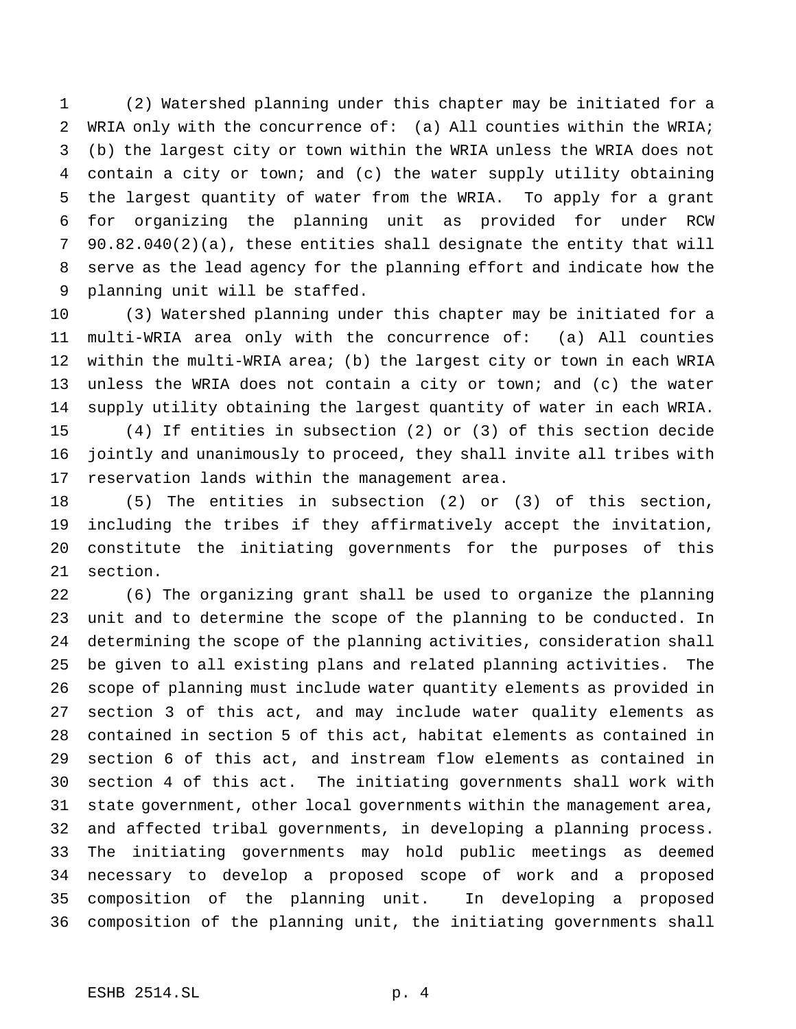(2) Watershed planning under this chapter may be initiated for a WRIA only with the concurrence of: (a) All counties within the WRIA; (b) the largest city or town within the WRIA unless the WRIA does not contain a city or town; and (c) the water supply utility obtaining the largest quantity of water from the WRIA. To apply for a grant for organizing the planning unit as provided for under RCW 90.82.040(2)(a), these entities shall designate the entity that will serve as the lead agency for the planning effort and indicate how the planning unit will be staffed.

(3) Watershed planning under this chapter may be initiated for a multi-WRIA area only with the concurrence of: (a) All counties within the multi-WRIA area; (b) the largest city or town in each WRIA unless the WRIA does not contain a city or town; and (c) the water supply utility obtaining the largest quantity of water in each WRIA.

(4) If entities in subsection (2) or (3) of this section decide jointly and unanimously to proceed, they shall invite all tribes with reservation lands within the management area.

(5) The entities in subsection (2) or (3) of this section, including the tribes if they affirmatively accept the invitation, constitute the initiating governments for the purposes of this section.

(6) The organizing grant shall be used to organize the planning unit and to determine the scope of the planning to be conducted. In determining the scope of the planning activities, consideration shall be given to all existing plans and related planning activities. The scope of planning must include water quantity elements as provided in section 3 of this act, and may include water quality elements as contained in section 5 of this act, habitat elements as contained in section 6 of this act, and instream flow elements as contained in section 4 of this act. The initiating governments shall work with state government, other local governments within the management area, and affected tribal governments, in developing a planning process. The initiating governments may hold public meetings as deemed necessary to develop a proposed scope of work and a proposed composition of the planning unit. In developing a proposed composition of the planning unit, the initiating governments shall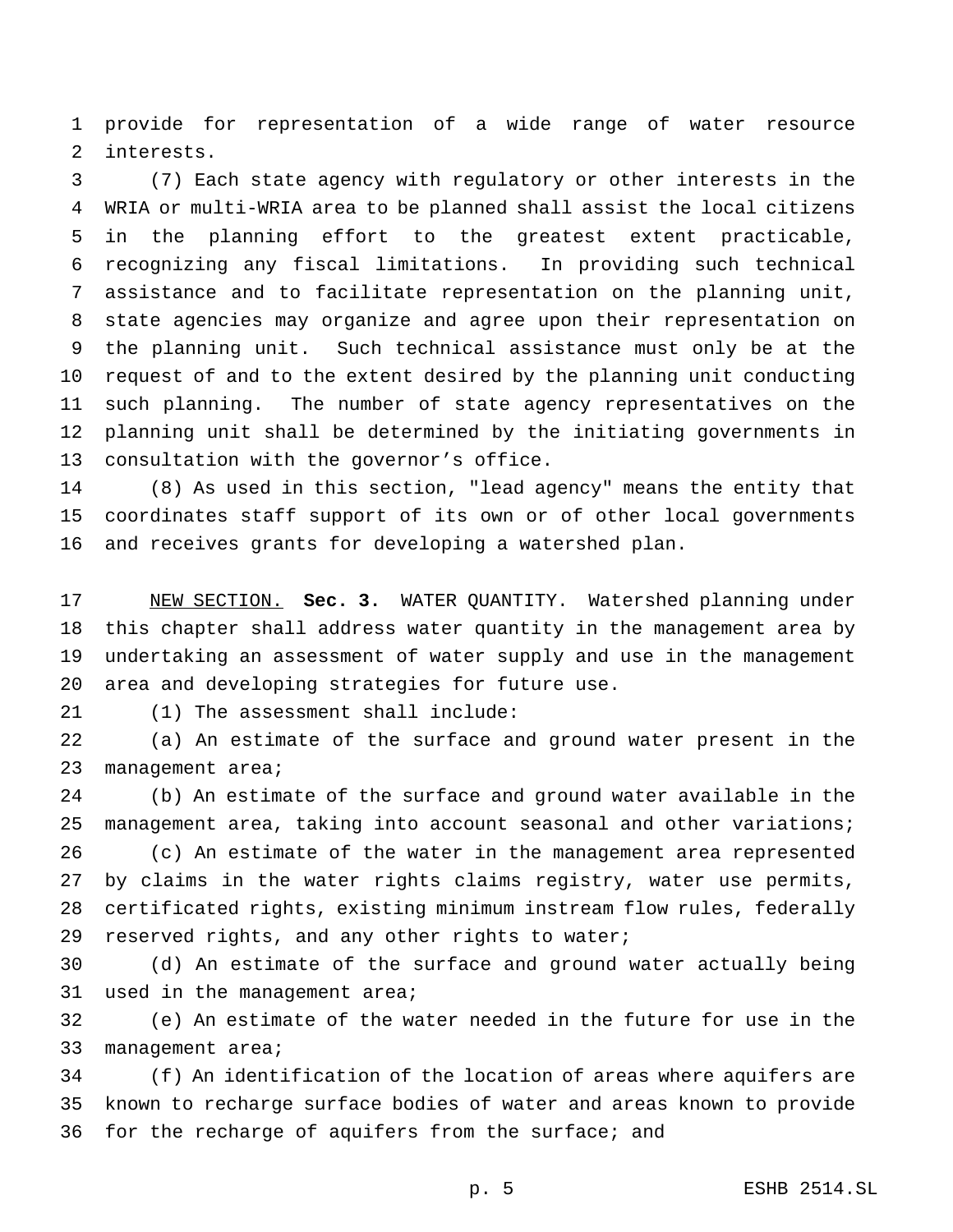provide for representation of a wide range of water resource interests.

(7) Each state agency with regulatory or other interests in the WRIA or multi-WRIA area to be planned shall assist the local citizens in the planning effort to the greatest extent practicable, recognizing any fiscal limitations. In providing such technical assistance and to facilitate representation on the planning unit, state agencies may organize and agree upon their representation on the planning unit. Such technical assistance must only be at the request of and to the extent desired by the planning unit conducting such planning. The number of state agency representatives on the planning unit shall be determined by the initiating governments in consultation with the governor's office.

(8) As used in this section, "lead agency" means the entity that coordinates staff support of its own or of other local governments and receives grants for developing a watershed plan.

NEW SECTION. **Sec. 3.** WATER QUANTITY. Watershed planning under this chapter shall address water quantity in the management area by undertaking an assessment of water supply and use in the management area and developing strategies for future use.

(1) The assessment shall include:

(a) An estimate of the surface and ground water present in the management area;

(b) An estimate of the surface and ground water available in the management area, taking into account seasonal and other variations;

(c) An estimate of the water in the management area represented by claims in the water rights claims registry, water use permits, certificated rights, existing minimum instream flow rules, federally reserved rights, and any other rights to water;

(d) An estimate of the surface and ground water actually being used in the management area;

(e) An estimate of the water needed in the future for use in the management area;

(f) An identification of the location of areas where aquifers are known to recharge surface bodies of water and areas known to provide for the recharge of aquifers from the surface; and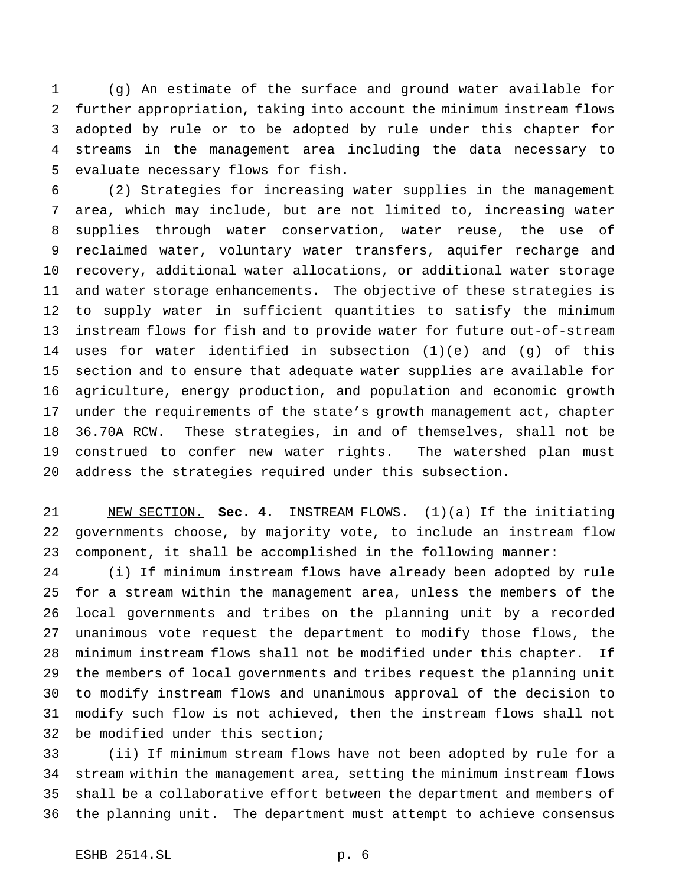(g) An estimate of the surface and ground water available for further appropriation, taking into account the minimum instream flows adopted by rule or to be adopted by rule under this chapter for streams in the management area including the data necessary to evaluate necessary flows for fish.

(2) Strategies for increasing water supplies in the management area, which may include, but are not limited to, increasing water supplies through water conservation, water reuse, the use of reclaimed water, voluntary water transfers, aquifer recharge and recovery, additional water allocations, or additional water storage and water storage enhancements. The objective of these strategies is to supply water in sufficient quantities to satisfy the minimum instream flows for fish and to provide water for future out-of-stream uses for water identified in subsection (1)(e) and (g) of this section and to ensure that adequate water supplies are available for agriculture, energy production, and population and economic growth under the requirements of the state's growth management act, chapter 36.70A RCW. These strategies, in and of themselves, shall not be construed to confer new water rights. The watershed plan must address the strategies required under this subsection.

NEW SECTION. **Sec. 4.** INSTREAM FLOWS. (1)(a) If the initiating governments choose, by majority vote, to include an instream flow component, it shall be accomplished in the following manner:

(i) If minimum instream flows have already been adopted by rule for a stream within the management area, unless the members of the local governments and tribes on the planning unit by a recorded unanimous vote request the department to modify those flows, the minimum instream flows shall not be modified under this chapter. If the members of local governments and tribes request the planning unit to modify instream flows and unanimous approval of the decision to modify such flow is not achieved, then the instream flows shall not be modified under this section;

(ii) If minimum stream flows have not been adopted by rule for a stream within the management area, setting the minimum instream flows shall be a collaborative effort between the department and members of the planning unit. The department must attempt to achieve consensus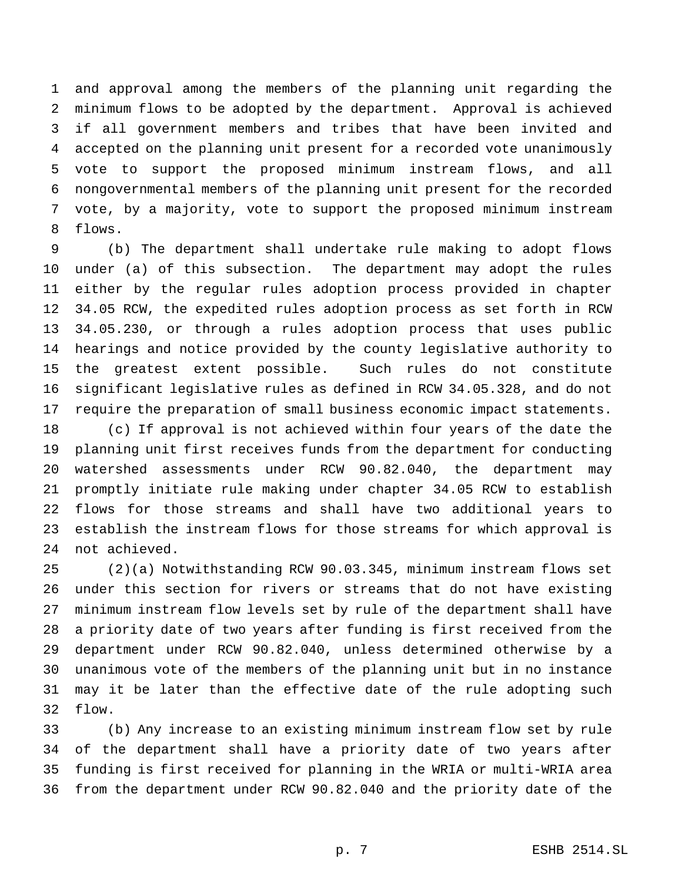and approval among the members of the planning unit regarding the minimum flows to be adopted by the department. Approval is achieved if all government members and tribes that have been invited and accepted on the planning unit present for a recorded vote unanimously vote to support the proposed minimum instream flows, and all nongovernmental members of the planning unit present for the recorded vote, by a majority, vote to support the proposed minimum instream flows.

(b) The department shall undertake rule making to adopt flows under (a) of this subsection. The department may adopt the rules either by the regular rules adoption process provided in chapter 34.05 RCW, the expedited rules adoption process as set forth in RCW 34.05.230, or through a rules adoption process that uses public hearings and notice provided by the county legislative authority to the greatest extent possible. Such rules do not constitute significant legislative rules as defined in RCW 34.05.328, and do not require the preparation of small business economic impact statements.

(c) If approval is not achieved within four years of the date the planning unit first receives funds from the department for conducting watershed assessments under RCW 90.82.040, the department may promptly initiate rule making under chapter 34.05 RCW to establish flows for those streams and shall have two additional years to establish the instream flows for those streams for which approval is not achieved.

(2)(a) Notwithstanding RCW 90.03.345, minimum instream flows set under this section for rivers or streams that do not have existing minimum instream flow levels set by rule of the department shall have a priority date of two years after funding is first received from the department under RCW 90.82.040, unless determined otherwise by a unanimous vote of the members of the planning unit but in no instance may it be later than the effective date of the rule adopting such flow.

(b) Any increase to an existing minimum instream flow set by rule of the department shall have a priority date of two years after funding is first received for planning in the WRIA or multi-WRIA area from the department under RCW 90.82.040 and the priority date of the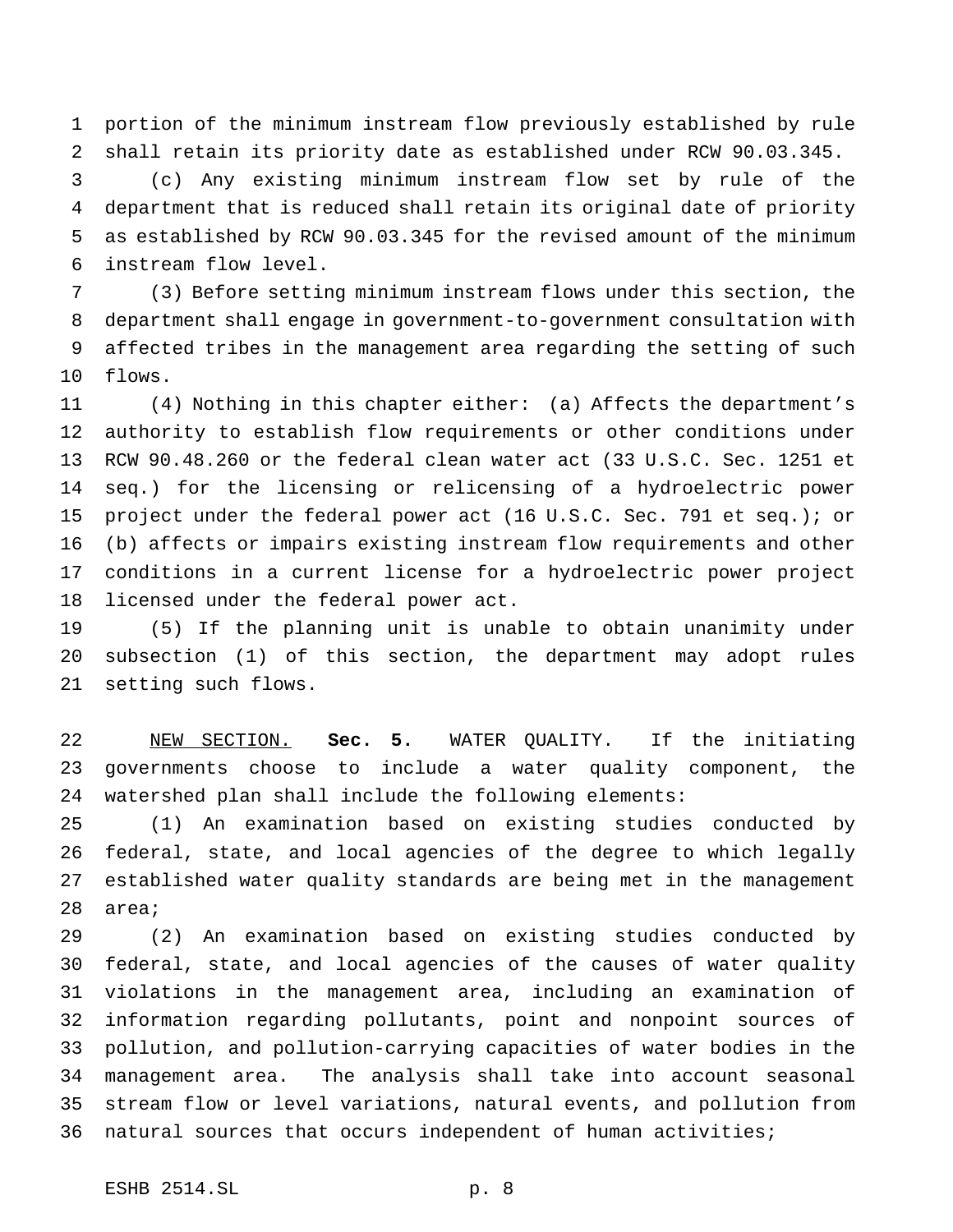portion of the minimum instream flow previously established by rule shall retain its priority date as established under RCW 90.03.345.

(c) Any existing minimum instream flow set by rule of the department that is reduced shall retain its original date of priority as established by RCW 90.03.345 for the revised amount of the minimum instream flow level.

(3) Before setting minimum instream flows under this section, the department shall engage in government-to-government consultation with affected tribes in the management area regarding the setting of such flows.

(4) Nothing in this chapter either: (a) Affects the department's authority to establish flow requirements or other conditions under RCW 90.48.260 or the federal clean water act (33 U.S.C. Sec. 1251 et seq.) for the licensing or relicensing of a hydroelectric power project under the federal power act (16 U.S.C. Sec. 791 et seq.); or (b) affects or impairs existing instream flow requirements and other conditions in a current license for a hydroelectric power project licensed under the federal power act.

(5) If the planning unit is unable to obtain unanimity under subsection (1) of this section, the department may adopt rules setting such flows.

NEW SECTION. **Sec. 5.** WATER QUALITY. If the initiating governments choose to include a water quality component, the watershed plan shall include the following elements:

(1) An examination based on existing studies conducted by federal, state, and local agencies of the degree to which legally established water quality standards are being met in the management area;

(2) An examination based on existing studies conducted by federal, state, and local agencies of the causes of water quality violations in the management area, including an examination of information regarding pollutants, point and nonpoint sources of pollution, and pollution-carrying capacities of water bodies in the management area. The analysis shall take into account seasonal stream flow or level variations, natural events, and pollution from natural sources that occurs independent of human activities;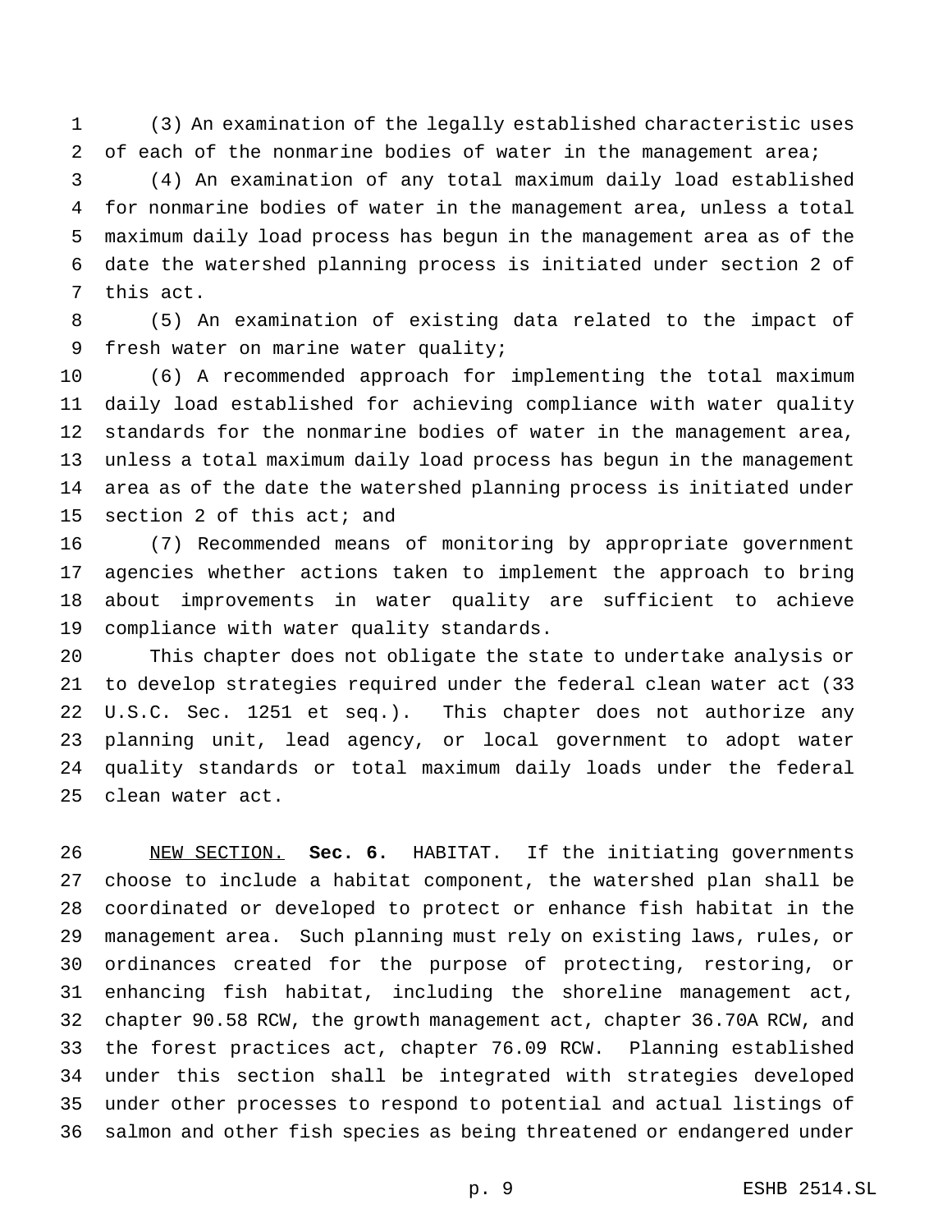(3) An examination of the legally established characteristic uses of each of the nonmarine bodies of water in the management area;

(4) An examination of any total maximum daily load established for nonmarine bodies of water in the management area, unless a total maximum daily load process has begun in the management area as of the date the watershed planning process is initiated under section 2 of this act.

(5) An examination of existing data related to the impact of fresh water on marine water quality;

(6) A recommended approach for implementing the total maximum daily load established for achieving compliance with water quality standards for the nonmarine bodies of water in the management area, unless a total maximum daily load process has begun in the management area as of the date the watershed planning process is initiated under section 2 of this act; and

(7) Recommended means of monitoring by appropriate government agencies whether actions taken to implement the approach to bring about improvements in water quality are sufficient to achieve compliance with water quality standards.

This chapter does not obligate the state to undertake analysis or to develop strategies required under the federal clean water act (33 U.S.C. Sec. 1251 et seq.). This chapter does not authorize any planning unit, lead agency, or local government to adopt water quality standards or total maximum daily loads under the federal clean water act.

NEW SECTION. **Sec. 6.** HABITAT. If the initiating governments choose to include a habitat component, the watershed plan shall be coordinated or developed to protect or enhance fish habitat in the management area. Such planning must rely on existing laws, rules, or ordinances created for the purpose of protecting, restoring, or enhancing fish habitat, including the shoreline management act, chapter 90.58 RCW, the growth management act, chapter 36.70A RCW, and the forest practices act, chapter 76.09 RCW. Planning established under this section shall be integrated with strategies developed under other processes to respond to potential and actual listings of salmon and other fish species as being threatened or endangered under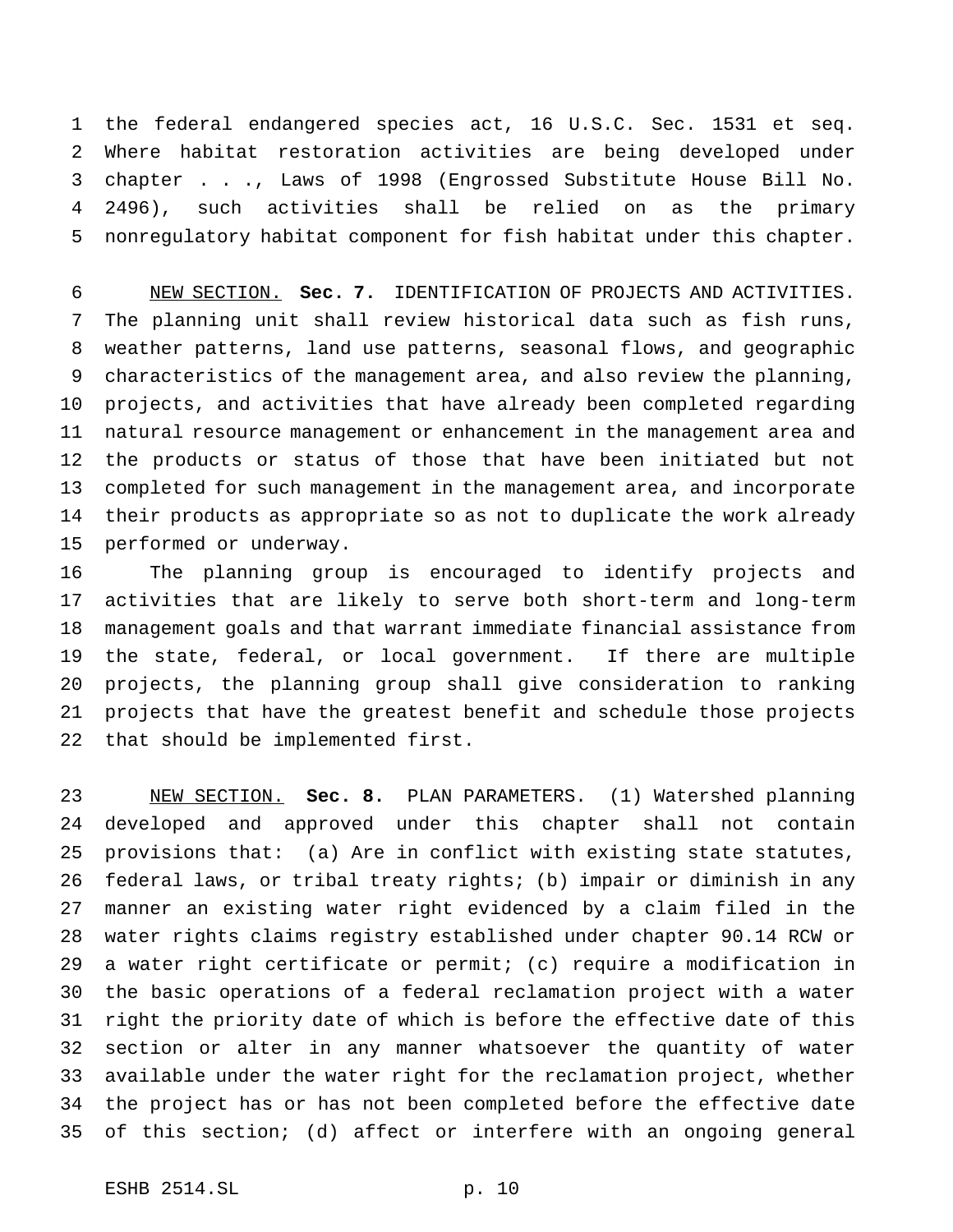the federal endangered species act, 16 U.S.C. Sec. 1531 et seq. Where habitat restoration activities are being developed under chapter . . ., Laws of 1998 (Engrossed Substitute House Bill No. 2496), such activities shall be relied on as the primary nonregulatory habitat component for fish habitat under this chapter.

NEW SECTION. **Sec. 7.** IDENTIFICATION OF PROJECTS AND ACTIVITIES. The planning unit shall review historical data such as fish runs, weather patterns, land use patterns, seasonal flows, and geographic characteristics of the management area, and also review the planning, projects, and activities that have already been completed regarding natural resource management or enhancement in the management area and the products or status of those that have been initiated but not completed for such management in the management area, and incorporate their products as appropriate so as not to duplicate the work already performed or underway.

The planning group is encouraged to identify projects and activities that are likely to serve both short-term and long-term management goals and that warrant immediate financial assistance from the state, federal, or local government. If there are multiple projects, the planning group shall give consideration to ranking projects that have the greatest benefit and schedule those projects that should be implemented first.

NEW SECTION. **Sec. 8.** PLAN PARAMETERS. (1) Watershed planning developed and approved under this chapter shall not contain provisions that: (a) Are in conflict with existing state statutes, federal laws, or tribal treaty rights; (b) impair or diminish in any manner an existing water right evidenced by a claim filed in the water rights claims registry established under chapter 90.14 RCW or a water right certificate or permit; (c) require a modification in the basic operations of a federal reclamation project with a water right the priority date of which is before the effective date of this section or alter in any manner whatsoever the quantity of water available under the water right for the reclamation project, whether the project has or has not been completed before the effective date of this section; (d) affect or interfere with an ongoing general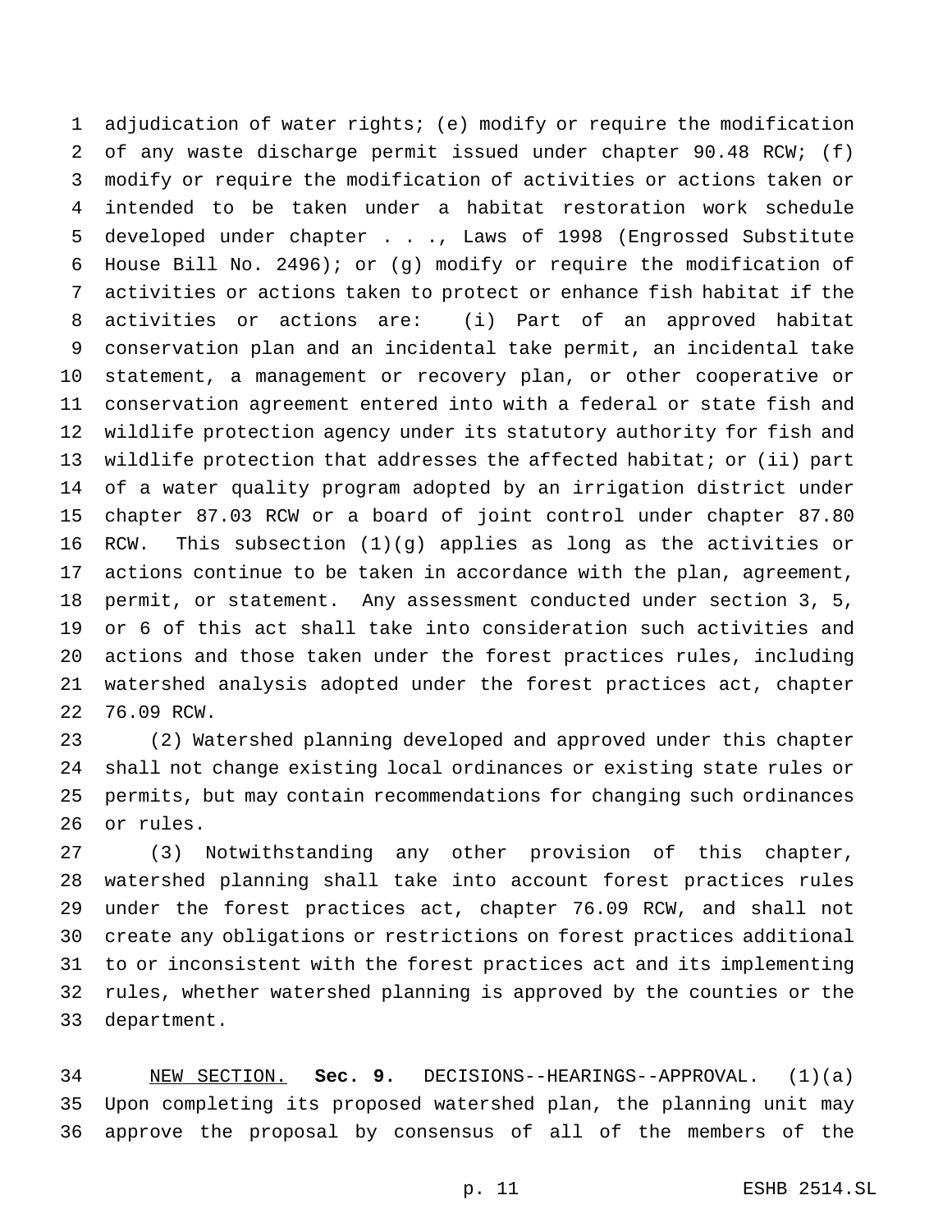adjudication of water rights; (e) modify or require the modification of any waste discharge permit issued under chapter 90.48 RCW; (f) modify or require the modification of activities or actions taken or intended to be taken under a habitat restoration work schedule developed under chapter . . ., Laws of 1998 (Engrossed Substitute House Bill No. 2496); or (g) modify or require the modification of activities or actions taken to protect or enhance fish habitat if the activities or actions are: (i) Part of an approved habitat conservation plan and an incidental take permit, an incidental take statement, a management or recovery plan, or other cooperative or conservation agreement entered into with a federal or state fish and wildlife protection agency under its statutory authority for fish and wildlife protection that addresses the affected habitat; or (ii) part of a water quality program adopted by an irrigation district under chapter 87.03 RCW or a board of joint control under chapter 87.80 RCW. This subsection (1)(g) applies as long as the activities or actions continue to be taken in accordance with the plan, agreement, permit, or statement. Any assessment conducted under section 3, 5, or 6 of this act shall take into consideration such activities and actions and those taken under the forest practices rules, including watershed analysis adopted under the forest practices act, chapter 76.09 RCW.

(2) Watershed planning developed and approved under this chapter shall not change existing local ordinances or existing state rules or permits, but may contain recommendations for changing such ordinances or rules.

(3) Notwithstanding any other provision of this chapter, watershed planning shall take into account forest practices rules under the forest practices act, chapter 76.09 RCW, and shall not create any obligations or restrictions on forest practices additional to or inconsistent with the forest practices act and its implementing rules, whether watershed planning is approved by the counties or the department.

NEW SECTION. **Sec. 9.** DECISIONS--HEARINGS--APPROVAL. (1)(a) Upon completing its proposed watershed plan, the planning unit may approve the proposal by consensus of all of the members of the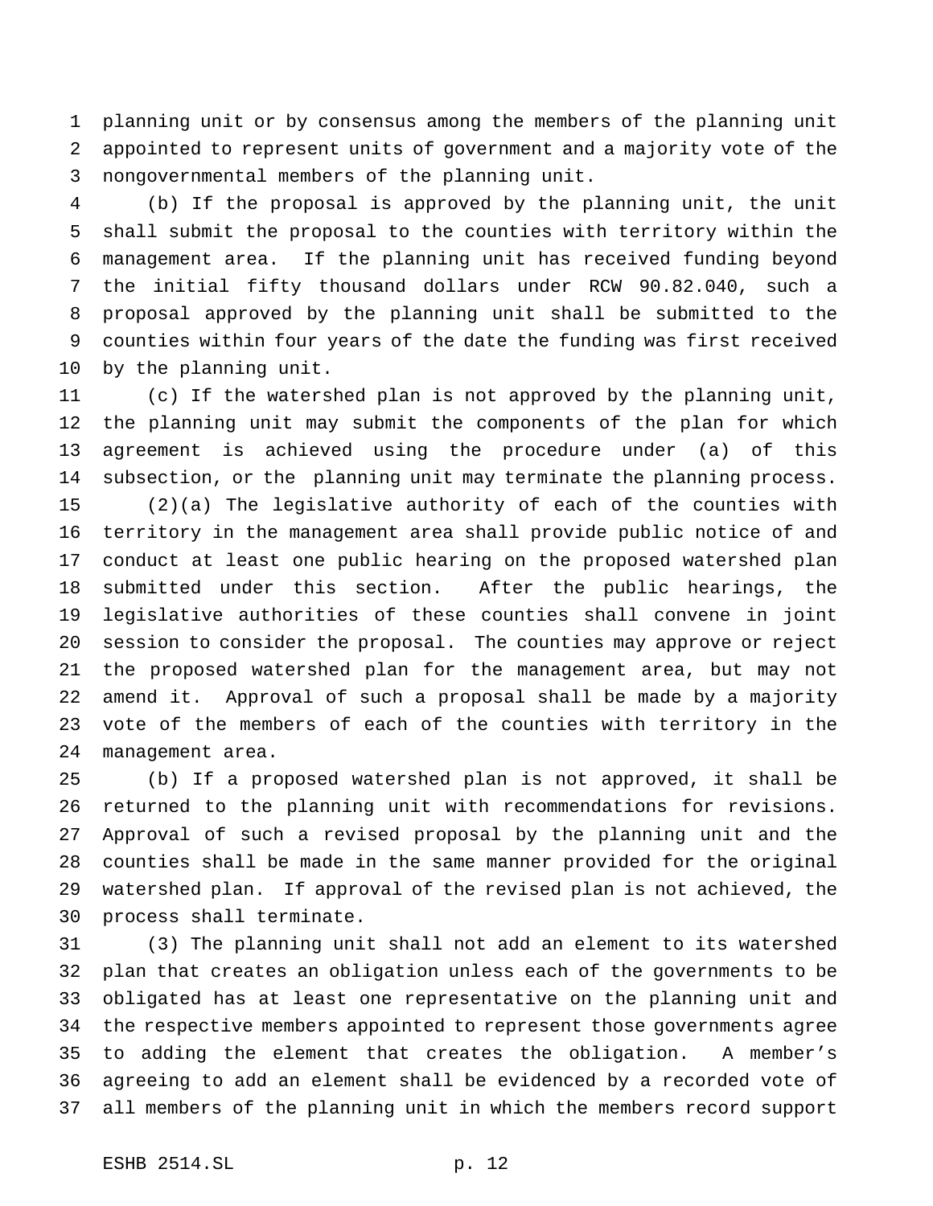planning unit or by consensus among the members of the planning unit appointed to represent units of government and a majority vote of the nongovernmental members of the planning unit.

(b) If the proposal is approved by the planning unit, the unit shall submit the proposal to the counties with territory within the management area. If the planning unit has received funding beyond the initial fifty thousand dollars under RCW 90.82.040, such a proposal approved by the planning unit shall be submitted to the counties within four years of the date the funding was first received by the planning unit.

(c) If the watershed plan is not approved by the planning unit, the planning unit may submit the components of the plan for which agreement is achieved using the procedure under (a) of this subsection, or the planning unit may terminate the planning process.

(2)(a) The legislative authority of each of the counties with territory in the management area shall provide public notice of and conduct at least one public hearing on the proposed watershed plan submitted under this section. After the public hearings, the legislative authorities of these counties shall convene in joint session to consider the proposal. The counties may approve or reject the proposed watershed plan for the management area, but may not amend it. Approval of such a proposal shall be made by a majority vote of the members of each of the counties with territory in the management area.

(b) If a proposed watershed plan is not approved, it shall be returned to the planning unit with recommendations for revisions. Approval of such a revised proposal by the planning unit and the counties shall be made in the same manner provided for the original watershed plan. If approval of the revised plan is not achieved, the process shall terminate.

(3) The planning unit shall not add an element to its watershed plan that creates an obligation unless each of the governments to be obligated has at least one representative on the planning unit and the respective members appointed to represent those governments agree to adding the element that creates the obligation. A member's agreeing to add an element shall be evidenced by a recorded vote of all members of the planning unit in which the members record support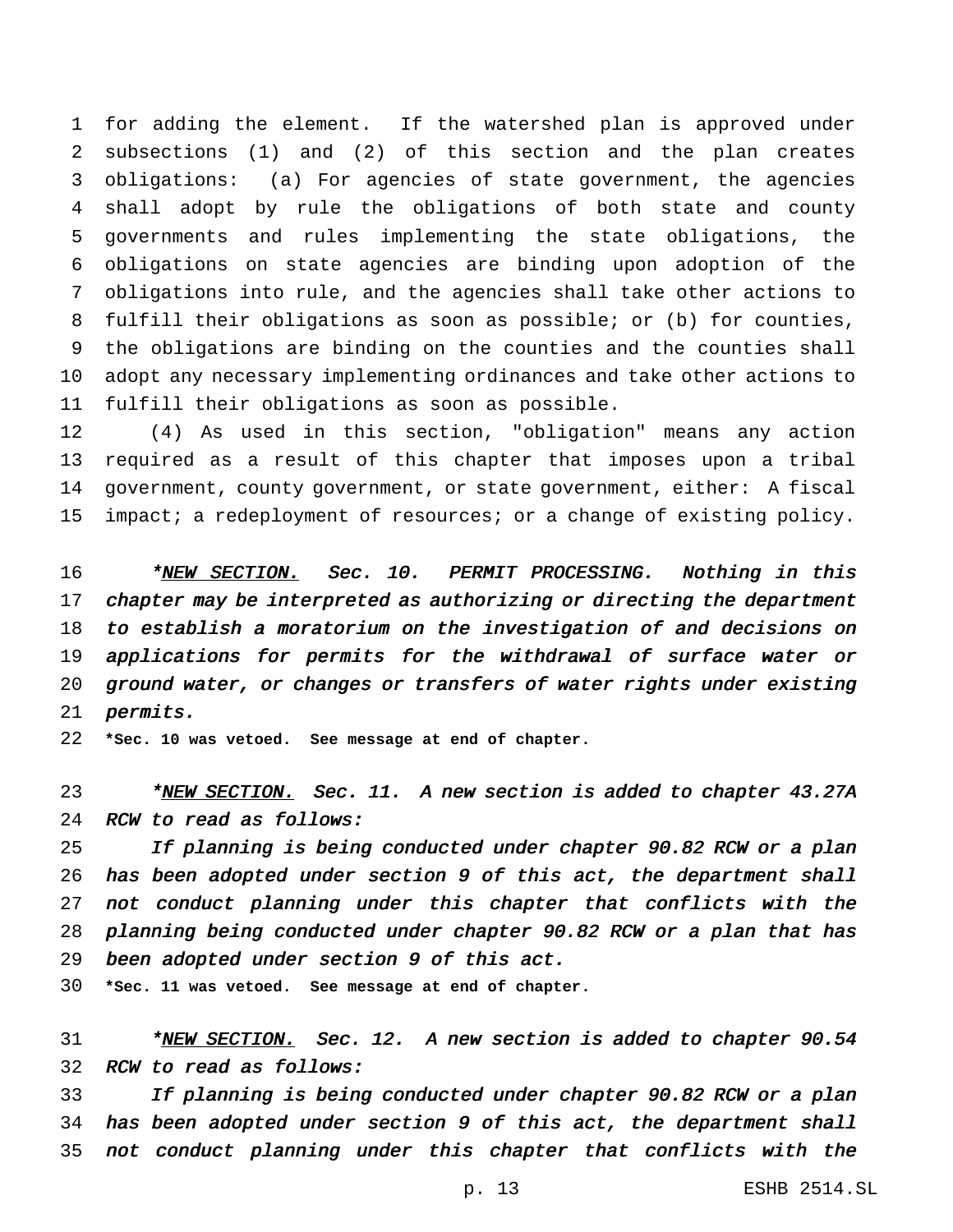for adding the element. If the watershed plan is approved under subsections (1) and (2) of this section and the plan creates obligations: (a) For agencies of state government, the agencies shall adopt by rule the obligations of both state and county governments and rules implementing the state obligations, the obligations on state agencies are binding upon adoption of the obligations into rule, and the agencies shall take other actions to fulfill their obligations as soon as possible; or (b) for counties, the obligations are binding on the counties and the counties shall adopt any necessary implementing ordinances and take other actions to fulfill their obligations as soon as possible.

(4) As used in this section, "obligation" means any action required as a result of this chapter that imposes upon a tribal government, county government, or state government, either: A fiscal impact; a redeployment of resources; or a change of existing policy.

*\*NEW SECTION. Sec. 10. PERMIT PROCESSING. Nothing in this chapter may be interpreted as authorizing or directing the department to establish a moratorium on the investigation of and decisions on applications for permits for the withdrawal of surface water or ground water, or changes or transfers of water rights under existing permits.*

**\*Sec. 10 was vetoed. See message at end of chapter.**

*\*NEW SECTION. Sec. 11. A new section is added to chapter 43.27A RCW to read as follows:*

*If planning is being conducted under chapter 90.82 RCW or a plan has been adopted under section 9 of this act, the department shall not conduct planning under this chapter that conflicts with the planning being conducted under chapter 90.82 RCW or a plan that has been adopted under section 9 of this act.*

**\*Sec. 11 was vetoed. See message at end of chapter.**

*\*NEW SECTION. Sec. 12. A new section is added to chapter 90.54 RCW to read as follows:*

*If planning is being conducted under chapter 90.82 RCW or a plan has been adopted under section 9 of this act, the department shall not conduct planning under this chapter that conflicts with the*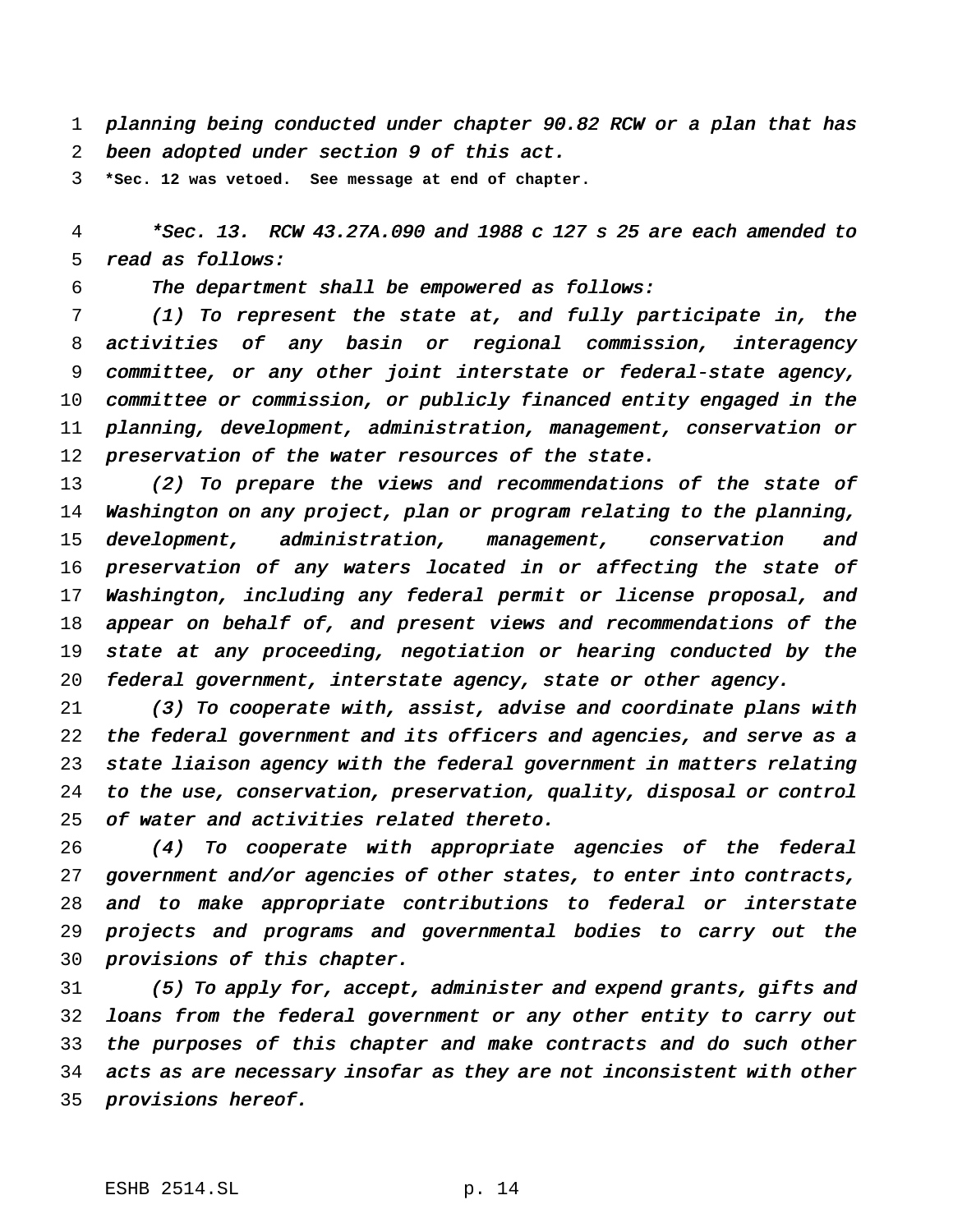*planning being conducted under chapter 90.82 RCW or a plan that has been adopted under section 9 of this act.*

**\*Sec. 12 was vetoed. See message at end of chapter.**

*\*Sec. 13. RCW 43.27A.090 and 1988 c 127 s 25 are each amended to read as follows:*

*The department shall be empowered as follows:*

*(1) To represent the state at, and fully participate in, the activities of any basin or regional commission, interagency committee, or any other joint interstate or federal-state agency, committee or commission, or publicly financed entity engaged in the planning, development, administration, management, conservation or preservation of the water resources of the state.*

*(2) To prepare the views and recommendations of the state of Washington on any project, plan or program relating to the planning, development, administration, management, conservation and preservation of any waters located in or affecting the state of Washington, including any federal permit or license proposal, and appear on behalf of, and present views and recommendations of the state at any proceeding, negotiation or hearing conducted by the federal government, interstate agency, state or other agency.*

*(3) To cooperate with, assist, advise and coordinate plans with the federal government and its officers and agencies, and serve as a state liaison agency with the federal government in matters relating to the use, conservation, preservation, quality, disposal or control of water and activities related thereto.*

*(4) To cooperate with appropriate agencies of the federal government and/or agencies of other states, to enter into contracts, and to make appropriate contributions to federal or interstate projects and programs and governmental bodies to carry out the provisions of this chapter.*

*(5) To apply for, accept, administer and expend grants, gifts and loans from the federal government or any other entity to carry out the purposes of this chapter and make contracts and do such other acts as are necessary insofar as they are not inconsistent with other provisions hereof.*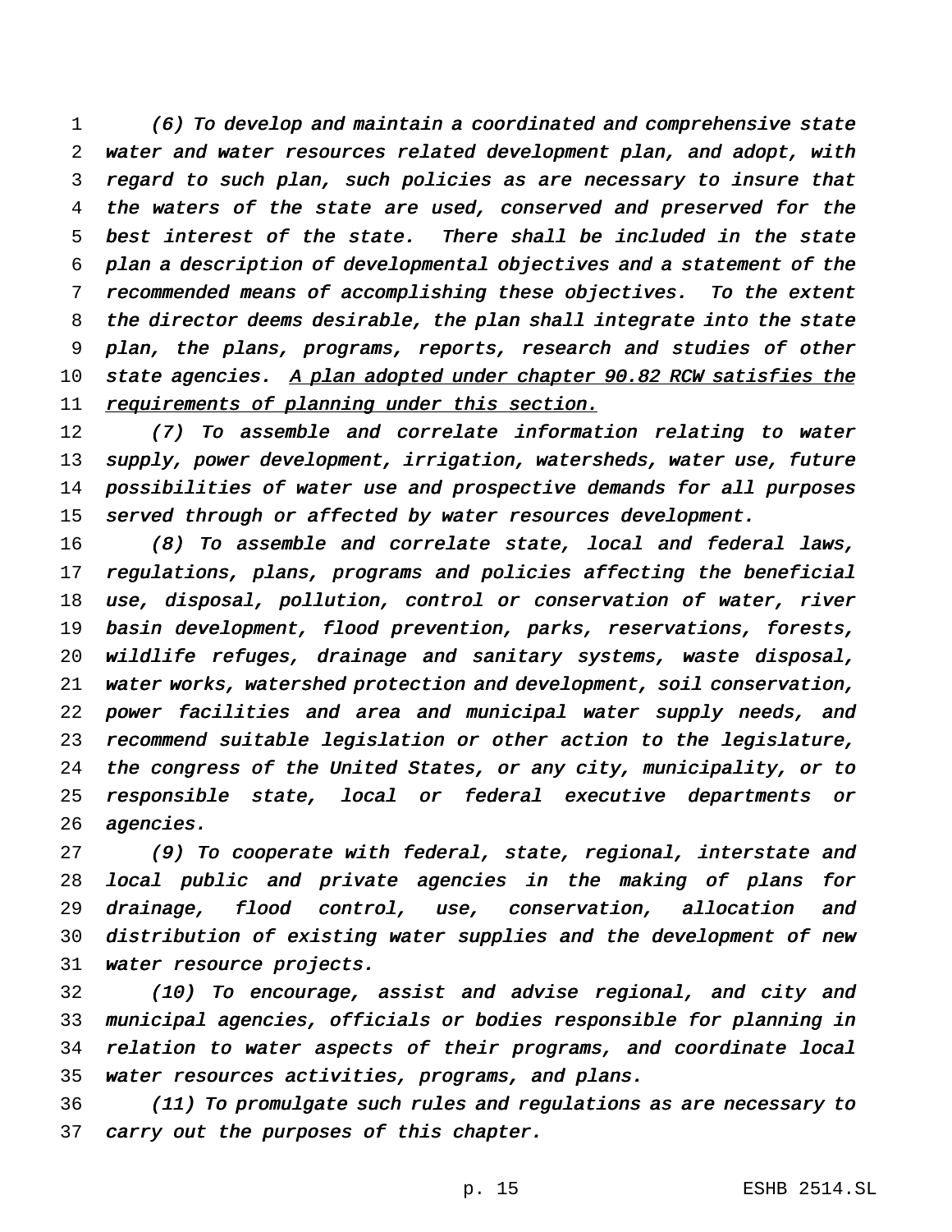*(6) To develop and maintain a coordinated and comprehensive state water and water resources related development plan, and adopt, with regard to such plan, such policies as are necessary to insure that the waters of the state are used, conserved and preserved for the best interest of the state. There shall be included in the state plan a description of developmental objectives and a statement of the recommended means of accomplishing these objectives. To the extent the director deems desirable, the plan shall integrate into the state plan, the plans, programs, reports, research and studies of other state agencies.* <u>A plan adopted under chapter 90.82 RCW satisfies the requirements of planning under this section.</u>

*(7) To assemble and correlate information relating to water supply, power development, irrigation, watersheds, water use, future possibilities of water use and prospective demands for all purposes served through or affected by water resources development.*

*(8) To assemble and correlate state, local and federal laws, regulations, plans, programs and policies affecting the beneficial use, disposal, pollution, control or conservation of water, river basin development, flood prevention, parks, reservations, forests, wildlife refuges, drainage and sanitary systems, waste disposal, water works, watershed protection and development, soil conservation, power facilities and area and municipal water supply needs, and recommend suitable legislation or other action to the legislature, the congress of the United States, or any city, municipality, or to responsible state, local or federal executive departments or agencies.*

*(9) To cooperate with federal, state, regional, interstate and local public and private agencies in the making of plans for drainage, flood control, use, conservation, allocation and distribution of existing water supplies and the development of new water resource projects.*

*(10) To encourage, assist and advise regional, and city and municipal agencies, officials or bodies responsible for planning in relation to water aspects of their programs, and coordinate local water resources activities, programs, and plans.*

*(11) To promulgate such rules and regulations as are necessary to carry out the purposes of this chapter.*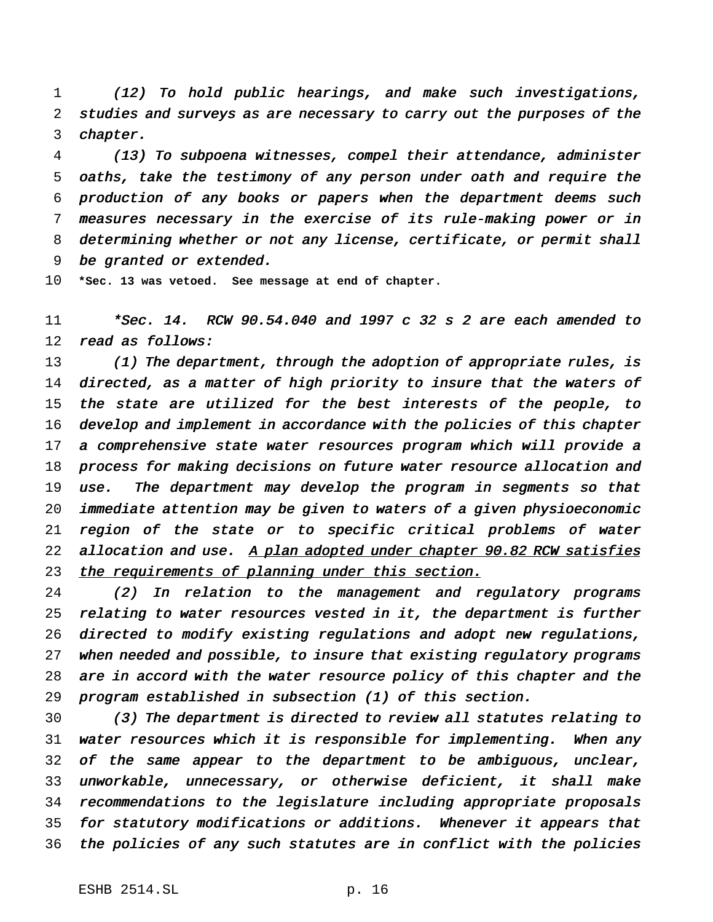*(12) To hold public hearings, and make such investigations, studies and surveys as are necessary to carry out the purposes of the chapter.*

*(13) To subpoena witnesses, compel their attendance, administer oaths, take the testimony of any person under oath and require the production of any books or papers when the department deems such measures necessary in the exercise of its rule-making power or in determining whether or not any license, certificate, or permit shall be granted or extended.*

**\*Sec. 13 was vetoed. See message at end of chapter.**

*\*Sec. 14. RCW 90.54.040 and 1997 c 32 s 2 are each amended to read as follows:*

*(1) The department, through the adoption of appropriate rules, is directed, as a matter of high priority to insure that the waters of the state are utilized for the best interests of the people, to develop and implement in accordance with the policies of this chapter a comprehensive state water resources program which will provide a process for making decisions on future water resource allocation and use. The department may develop the program in segments so that immediate attention may be given to waters of a given physioeconomic region of the state or to specific critical problems of water allocation and use.* <u>*A plan adopted under chapter 90.82 RCW satisfies the requirements of planning under this section.*</u>

*(2) In relation to the management and regulatory programs relating to water resources vested in it, the department is further directed to modify existing regulations and adopt new regulations, when needed and possible, to insure that existing regulatory programs are in accord with the water resource policy of this chapter and the program established in subsection (1) of this section.*

*(3) The department is directed to review all statutes relating to water resources which it is responsible for implementing. When any of the same appear to the department to be ambiguous, unclear, unworkable, unnecessary, or otherwise deficient, it shall make recommendations to the legislature including appropriate proposals for statutory modifications or additions. Whenever it appears that the policies of any such statutes are in conflict with the policies*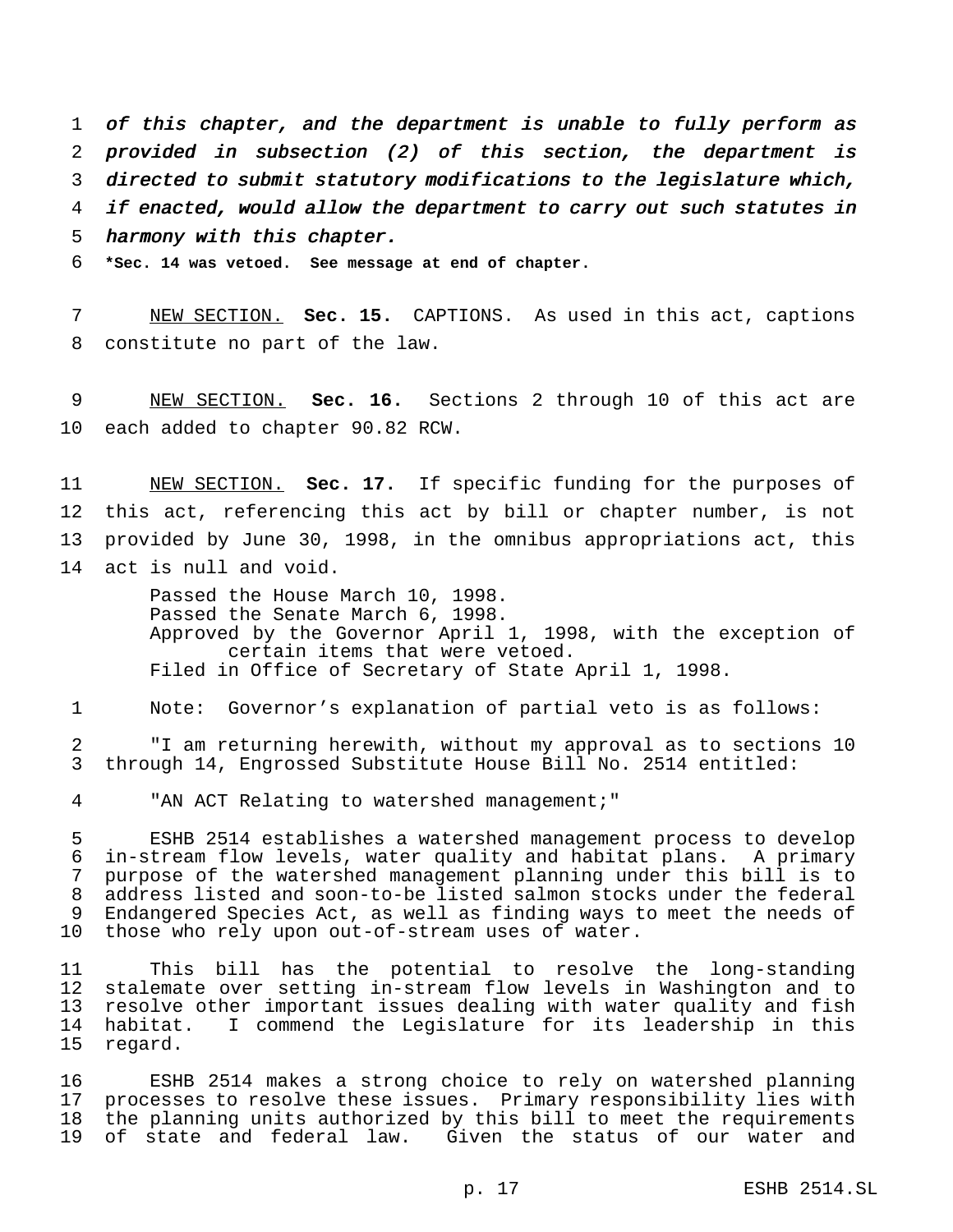*of this chapter, and the department is unable to fully perform as provided in subsection (2) of this section, the department is directed to submit statutory modifications to the legislature which, if enacted, would allow the department to carry out such statutes in harmony with this chapter.*

**\*Sec. 14 was vetoed. See message at end of chapter.**

NEW SECTION. **Sec. 15.** CAPTIONS. As used in this act, captions constitute no part of the law.

NEW SECTION. **Sec. 16.** Sections 2 through 10 of this act are each added to chapter 90.82 RCW.

NEW SECTION. **Sec. 17.** If specific funding for the purposes of this act, referencing this act by bill or chapter number, is not provided by June 30, 1998, in the omnibus appropriations act, this act is null and void.

Passed the House March 10, 1998.
Passed the Senate March 6, 1998.
Approved by the Governor April 1, 1998, with the exception of certain items that were vetoed.
Filed in Office of Secretary of State April 1, 1998.

Note: Governor's explanation of partial veto is as follows:

"I am returning herewith, without my approval as to sections 10 through 14, Engrossed Substitute House Bill No. 2514 entitled:

"AN ACT Relating to watershed management;"

ESHB 2514 establishes a watershed management process to develop in-stream flow levels, water quality and habitat plans. A primary purpose of the watershed management planning under this bill is to address listed and soon-to-be listed salmon stocks under the federal Endangered Species Act, as well as finding ways to meet the needs of those who rely upon out-of-stream uses of water.

This bill has the potential to resolve the long-standing stalemate over setting in-stream flow levels in Washington and to resolve other important issues dealing with water quality and fish habitat. I commend the Legislature for its leadership in this regard.

ESHB 2514 makes a strong choice to rely on watershed planning processes to resolve these issues. Primary responsibility lies with the planning units authorized by this bill to meet the requirements of state and federal law. Given the status of our water and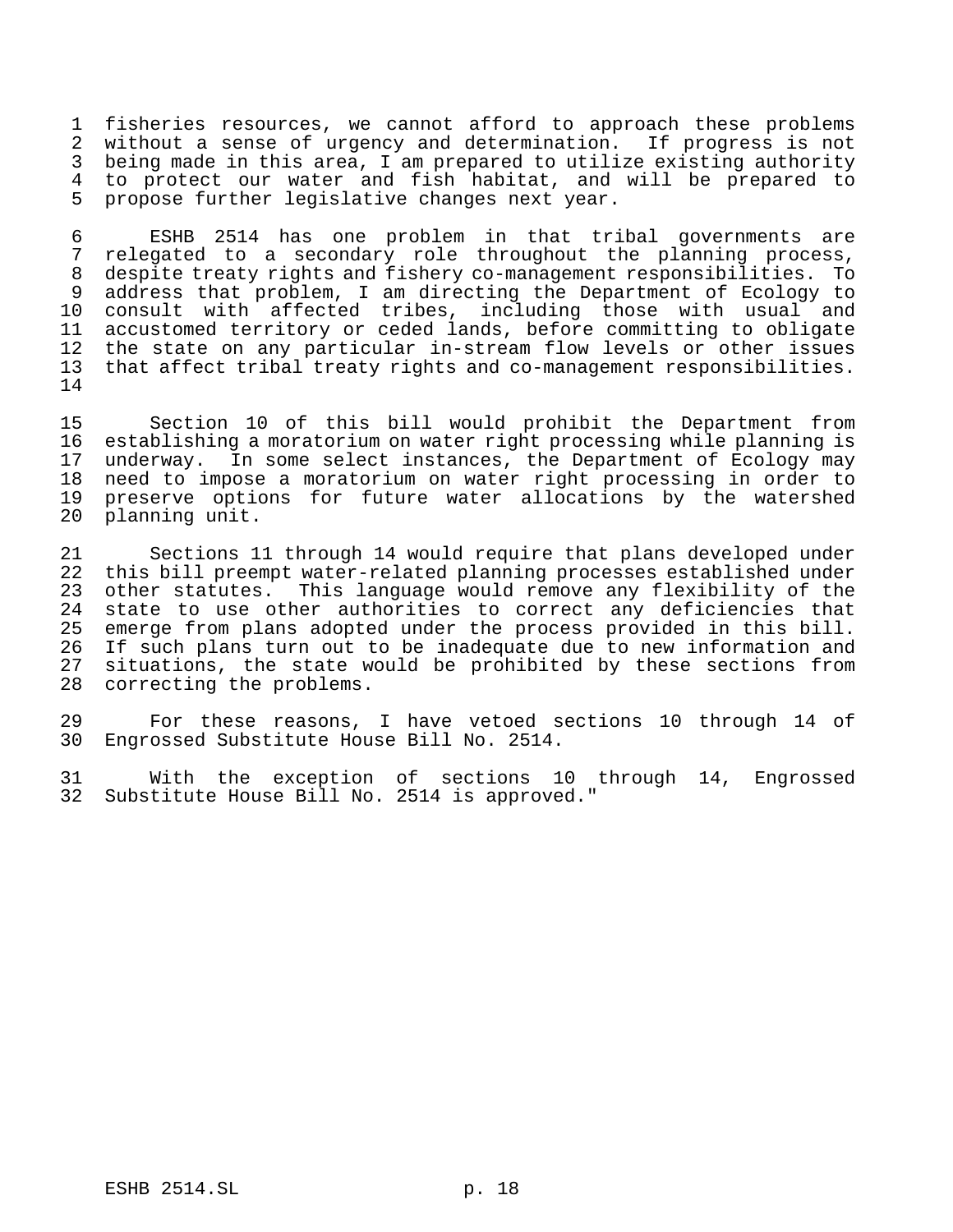fisheries resources, we cannot afford to approach these problems without a sense of urgency and determination. If progress is not being made in this area, I am prepared to utilize existing authority to protect our water and fish habitat, and will be prepared to propose further legislative changes next year.

ESHB 2514 has one problem in that tribal governments are relegated to a secondary role throughout the planning process, despite treaty rights and fishery co-management responsibilities. To address that problem, I am directing the Department of Ecology to consult with affected tribes, including those with usual and accustomed territory or ceded lands, before committing to obligate the state on any particular in-stream flow levels or other issues that affect tribal treaty rights and co-management responsibilities.

Section 10 of this bill would prohibit the Department from establishing a moratorium on water right processing while planning is underway. In some select instances, the Department of Ecology may need to impose a moratorium on water right processing in order to preserve options for future water allocations by the watershed planning unit.

Sections 11 through 14 would require that plans developed under this bill preempt water-related planning processes established under other statutes. This language would remove any flexibility of the state to use other authorities to correct any deficiencies that emerge from plans adopted under the process provided in this bill. If such plans turn out to be inadequate due to new information and situations, the state would be prohibited by these sections from correcting the problems.

For these reasons, I have vetoed sections 10 through 14 of Engrossed Substitute House Bill No. 2514.

With the exception of sections 10 through 14, Engrossed Substitute House Bill No. 2514 is approved."